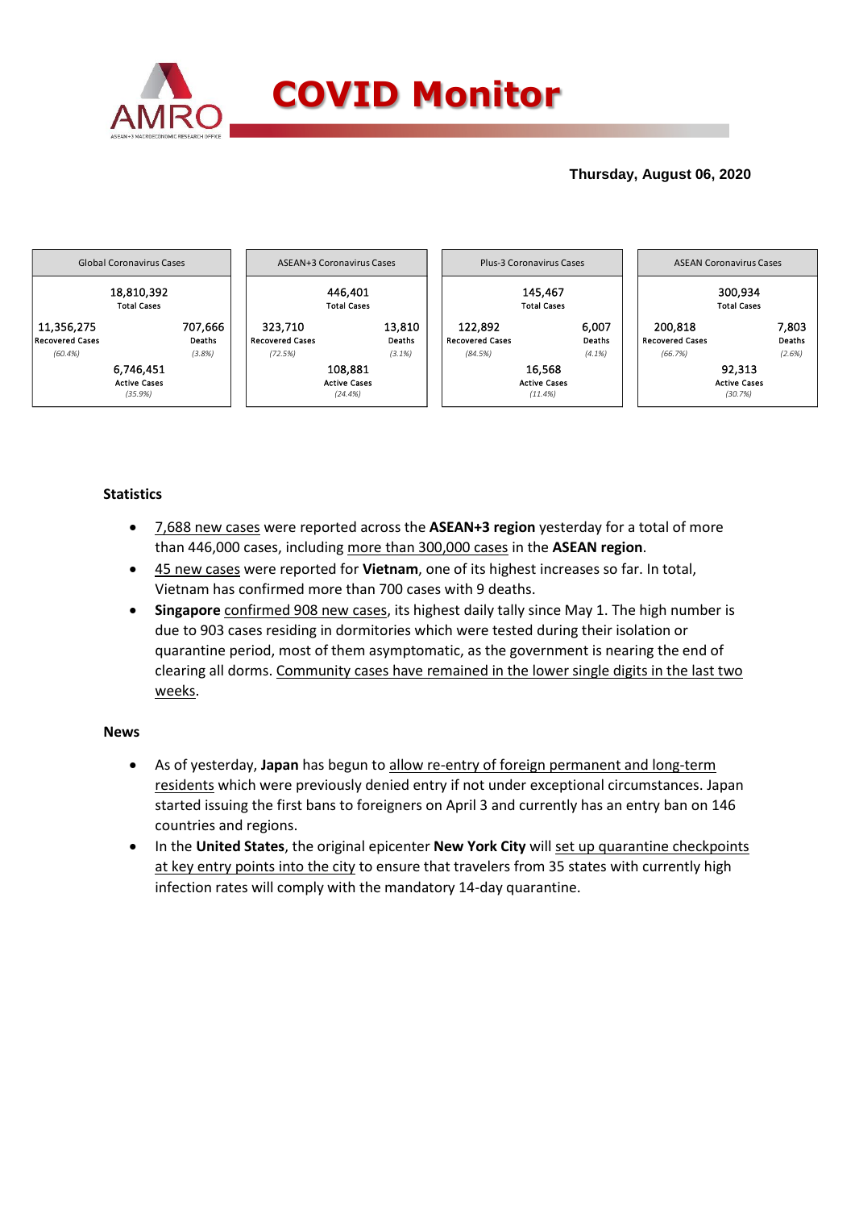# COVID Monitor

**Thursday, August 06, 2020**

| Global Coronavirus Cases | | |
|---|---|---|
| | 18,810,392 Total Cases | |
| 11,356,275 Recovered Cases *(60.4%)* | | 707,666 Deaths *(3.8%)* |
| | 6,746,451 Active Cases *(35.9%)* | |

| ASEAN+3 Coronavirus Cases | | |
|---|---|---|
| | 446,401 Total Cases | |
| 323,710 Recovered Cases *(72.5%)* | | 13,810 Deaths *(3.1%)* |
| | 108,881 Active Cases *(24.4%)* | |

| Plus-3 Coronavirus Cases | | |
|---|---|---|
| | 145,467 Total Cases | |
| 122,892 Recovered Cases *(84.5%)* | | 6,007 Deaths *(4.1%)* |
| | 16,568 Active Cases *(11.4%)* | |

| ASEAN Coronavirus Cases | | |
|---|---|---|
| | 300,934 Total Cases | |
| 200,818 Recovered Cases *(66.7%)* | | 7,803 Deaths *(2.6%)* |
| | 92,313 Active Cases *(30.7%)* | |

## Statistics

- 7,688 new cases were reported across the **ASEAN+3 region** yesterday for a total of more than 446,000 cases, including more than 300,000 cases in the **ASEAN region**.
- 45 new cases were reported for **Vietnam**, one of its highest increases so far. In total, Vietnam has confirmed more than 700 cases with 9 deaths.
- **Singapore** confirmed 908 new cases, its highest daily tally since May 1. The high number is due to 903 cases residing in dormitories which were tested during their isolation or quarantine period, most of them asymptomatic, as the government is nearing the end of clearing all dorms. Community cases have remained in the lower single digits in the last two weeks.

## News

- As of yesterday, **Japan** has begun to allow re-entry of foreign permanent and long-term residents which were previously denied entry if not under exceptional circumstances. Japan started issuing the first bans to foreigners on April 3 and currently has an entry ban on 146 countries and regions.
- In the **United States**, the original epicenter **New York City** will set up quarantine checkpoints at key entry points into the city to ensure that travelers from 35 states with currently high infection rates will comply with the mandatory 14-day quarantine.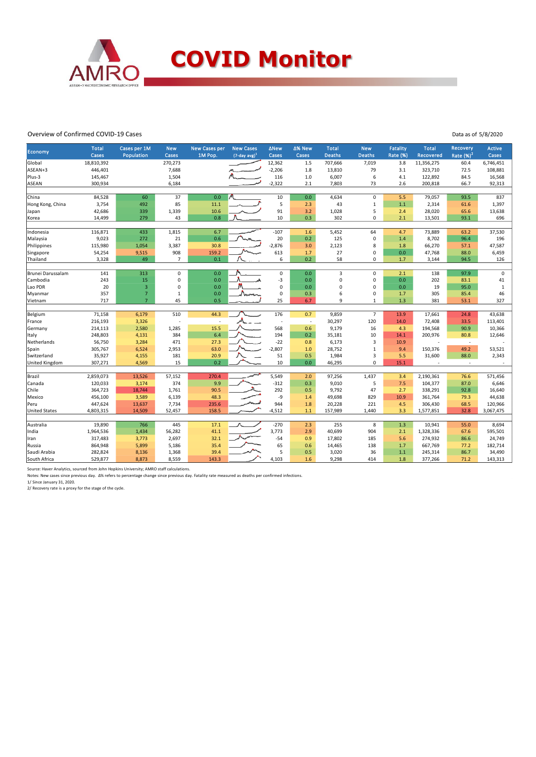# COVID Monitor

Overview of Confirmed COVID-19 Cases

Data as of 5/8/2020

| Economy | Total Cases | Cases per 1M Population | New Cases | New Cases per 1M Pop. | New Cases (7-day avg)[1] | ΔNew Cases | Δ% New Cases | Total Deaths | New Deaths | Fatality Rate (%) | Total Recovered | Recovery Rate (%)[2] | Active Cases |
|---|---|---|---|---|---|---|---|---|---|---|---|---|---|
| Global | 18,810,392 | | 270,273 | | | 12,362 | 1.5 | 707,666 | 7,019 | 3.8 | 11,356,275 | 60.4 | 6,746,451 |
| ASEAN+3 | 446,401 | | 7,688 | | | -2,206 | 1.8 | 13,810 | 79 | 3.1 | 323,710 | 72.5 | 108,881 |
| Plus-3 | 145,467 | | 1,504 | | | 116 | 1.0 | 6,007 | 6 | 4.1 | 122,892 | 84.5 | 16,568 |
| ASEAN | 300,934 | | 6,184 | | | -2,322 | 2.1 | 7,803 | 73 | 2.6 | 200,818 | 66.7 | 92,313 |
| | | | | | | | | | | | | | |
| China | 84,528 | 60 | 37 | 0.0 | | 10 | 0.0 | 4,634 | 0 | 5.5 | 79,057 | 93.5 | 837 |
| Hong Kong, China | 3,754 | 492 | 85 | 11.1 | | 5 | 2.3 | 43 | 1 | 1.1 | 2,314 | 61.6 | 1,397 |
| Japan | 42,686 | 339 | 1,339 | 10.6 | | 91 | 3.2 | 1,028 | 5 | 2.4 | 28,020 | 65.6 | 13,638 |
| Korea | 14,499 | 279 | 43 | 0.8 | | 10 | 0.3 | 302 | 0 | 2.1 | 13,501 | 93.1 | 696 |
| | | | | | | | | | | | | | |
| Indonesia | 116,871 | 433 | 1,815 | 6.7 | | -107 | 1.6 | 5,452 | 64 | 4.7 | 73,889 | 63.2 | 37,530 |
| Malaysia | 9,023 | 272 | 21 | 0.6 | | 20 | 0.2 | 125 | 0 | 1.4 | 8,702 | 96.4 | 196 |
| Philippines | 115,980 | 1,054 | 3,387 | 30.8 | | -2,876 | 3.0 | 2,123 | 8 | 1.8 | 66,270 | 57.1 | 47,587 |
| Singapore | 54,254 | 9,515 | 908 | 159.2 | | 613 | 1.7 | 27 | 0 | 0.0 | 47,768 | 88.0 | 6,459 |
| Thailand | 3,328 | 49 | 7 | 0.1 | | 6 | 0.2 | 58 | 0 | 1.7 | 3,144 | 94.5 | 126 |
| | | | | | | | | | | | | | |
| Brunei Darussalam | 141 | 313 | 0 | 0.0 | | 0 | 0.0 | 3 | 0 | 2.1 | 138 | 97.9 | 0 |
| Cambodia | 243 | 15 | 0 | 0.0 | | -3 | 0.0 | 0 | 0 | 0.0 | 202 | 83.1 | 41 |
| Lao PDR | 20 | 3 | 0 | 0.0 | | 0 | 0.0 | 0 | 0 | 0.0 | 19 | 95.0 | 1 |
| Myanmar | 357 | 7 | 1 | 0.0 | | 0 | 0.3 | 6 | 0 | 1.7 | 305 | 85.4 | 46 |
| Vietnam | 717 | 7 | 45 | 0.5 | | 25 | 6.7 | 9 | 1 | 1.3 | 381 | 53.1 | 327 |
| | | | | | | | | | | | | | |
| Belgium | 71,158 | 6,179 | 510 | 44.3 | | 176 | 0.7 | 9,859 | 7 | 13.9 | 17,661 | 24.8 | 43,638 |
| France | 216,193 | 3,326 | - | - | | - | - | 30,297 | 120 | 14.0 | 72,408 | 33.5 | 113,401 |
| Germany | 214,113 | 2,580 | 1,285 | 15.5 | | 568 | 0.6 | 9,179 | 16 | 4.3 | 194,568 | 90.9 | 10,366 |
| Italy | 248,803 | 4,131 | 384 | 6.4 | | 194 | 0.2 | 35,181 | 10 | 14.1 | 200,976 | 80.8 | 12,646 |
| Netherlands | 56,750 | 3,284 | 471 | 27.3 | | -22 | 0.8 | 6,173 | 3 | 10.9 | - | - | - |
| Spain | 305,767 | 6,524 | 2,953 | 63.0 | | -2,807 | 1.0 | 28,752 | 1 | 9.4 | 150,376 | 49.2 | 53,521 |
| Switzerland | 35,927 | 4,155 | 181 | 20.9 | | 51 | 0.5 | 1,984 | 3 | 5.5 | 31,600 | 88.0 | 2,343 |
| United Kingdom | 307,271 | 4,569 | 15 | 0.2 | | 10 | 0.0 | 46,295 | 0 | 15.1 | - | - | - |
| | | | | | | | | | | | | | |
| Brazil | 2,859,073 | 13,526 | 57,152 | 270.4 | | 5,549 | 2.0 | 97,256 | 1,437 | 3.4 | 2,190,361 | 76.6 | 571,456 |
| Canada | 120,033 | 3,174 | 374 | 9.9 | | -312 | 0.3 | 9,010 | 5 | 7.5 | 104,377 | 87.0 | 6,646 |
| Chile | 364,723 | 18,744 | 1,761 | 90.5 | | 292 | 0.5 | 9,792 | 47 | 2.7 | 338,291 | 92.8 | 16,640 |
| Mexico | 456,100 | 3,589 | 6,139 | 48.3 | | -9 | 1.4 | 49,698 | 829 | 10.9 | 361,764 | 79.3 | 44,638 |
| Peru | 447,624 | 13,637 | 7,734 | 235.6 | | 944 | 1.8 | 20,228 | 221 | 4.5 | 306,430 | 68.5 | 120,966 |
| United States | 4,803,315 | 14,509 | 52,457 | 158.5 | | -4,512 | 1.1 | 157,989 | 1,440 | 3.3 | 1,577,851 | 32.8 | 3,067,475 |
| | | | | | | | | | | | | | |
| Australia | 19,890 | 766 | 445 | 17.1 | | -270 | 2.3 | 255 | 8 | 1.3 | 10,941 | 55.0 | 8,694 |
| India | 1,964,536 | 1,434 | 56,282 | 41.1 | | 3,773 | 2.9 | 40,699 | 904 | 2.1 | 1,328,336 | 67.6 | 595,501 |
| Iran | 317,483 | 3,773 | 2,697 | 32.1 | | -54 | 0.9 | 17,802 | 185 | 5.6 | 274,932 | 86.6 | 24,749 |
| Russia | 864,948 | 5,899 | 5,186 | 35.4 | | 65 | 0.6 | 14,465 | 138 | 1.7 | 667,769 | 77.2 | 182,714 |
| Saudi Arabia | 282,824 | 8,136 | 1,368 | 39.4 | | 5 | 0.5 | 3,020 | 36 | 1.1 | 245,314 | 86.7 | 34,490 |
| South Africa | 529,877 | 8,873 | 8,559 | 143.3 | | 4,103 | 1.6 | 9,298 | 414 | 1.8 | 377,266 | 71.2 | 143,313 |

Source: Haver Analytics, sourced from John Hopkins University; AMRO staff calculations.

Notes: New cases since previous day. Δ% refers to percentage change since previous day. Fatality rate measured as deaths per confirmed infections.

1/ Since January 31, 2020.

2/ Recovery rate is a proxy for the stage of the cycle.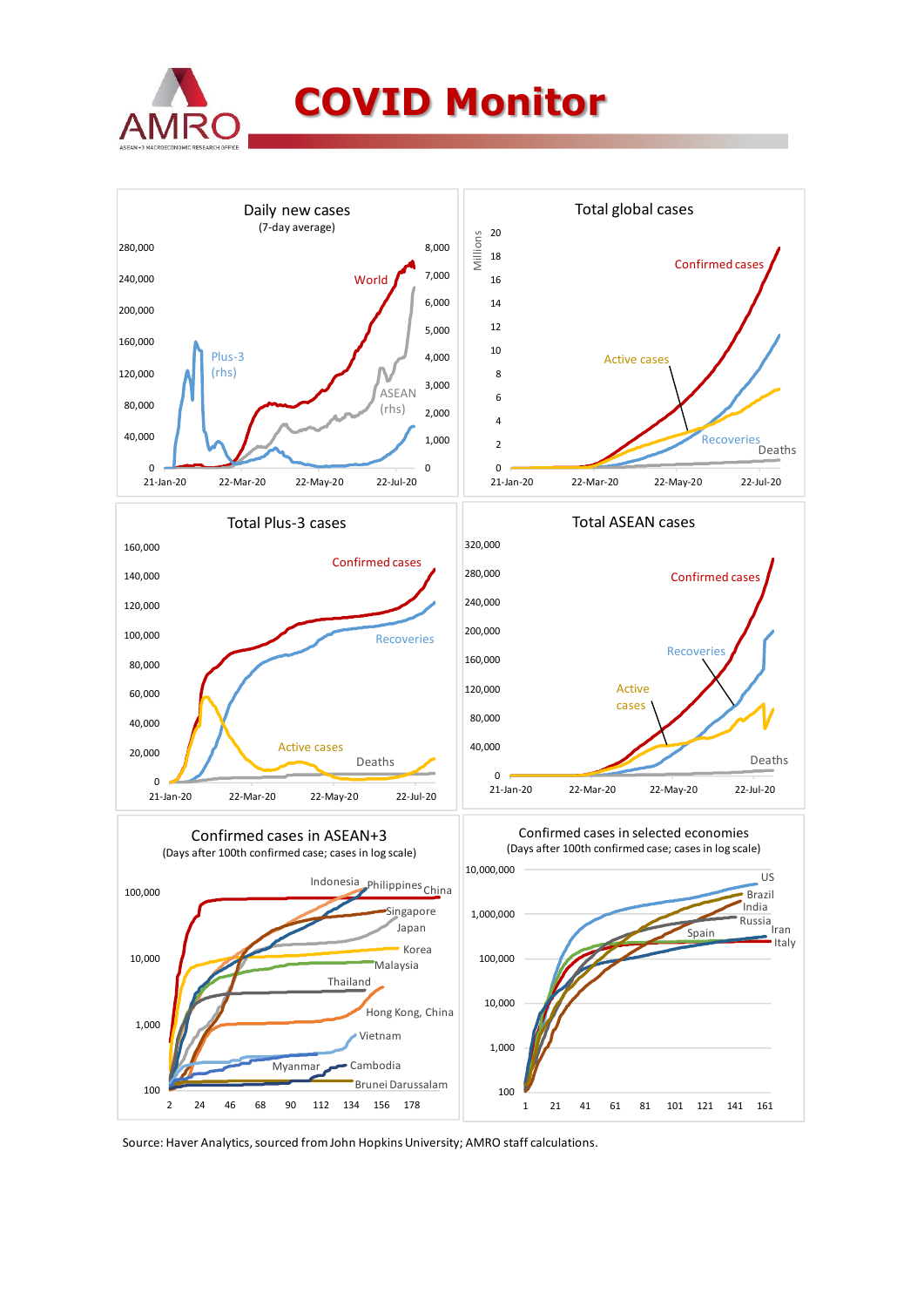# COVID Monitor

AMRO
ASEAN+3 MACROECONOMIC RESEARCH OFFICE

## Daily new cases

(7-day average)

280,000
240,000
200,000
160,000
120,000
80,000
40,000
0

8,000
7,000
6,000
5,000
4,000
3,000
2,000
1,000
0

World
Plus-3 (rhs)
ASEAN (rhs)

21-Jan-20 22-Mar-20 22-May-20 22-Jul-20

## Total global cases

Millions

20
18
16
14
12
10
8
6
4
2
0

Confirmed cases
Active cases
Recoveries
Deaths

21-Jan-20 22-Mar-20 22-May-20 22-Jul-20

## Total Plus-3 cases

160,000
140,000
120,000
100,000
80,000
60,000
40,000
20,000
0

Confirmed cases
Recoveries
Active cases
Deaths

21-Jan-20 22-Mar-20 22-May-20 22-Jul-20

## Total ASEAN cases

320,000
280,000
240,000
200,000
160,000
120,000
80,000
40,000
0

Confirmed cases
Recoveries
Active cases
Deaths

21-Jan-20 22-Mar-20 22-May-20 22-Jul-20

## Confirmed cases in ASEAN+3

(Days after 100th confirmed case; cases in log scale)

100,000
10,000
1,000
100

Indonesia
Philippines
China
Singapore
Japan
Korea
Malaysia
Thailand
Hong Kong, China
Vietnam
Myanmar
Cambodia
Brunei Darussalam

2 24 46 68 90 112 134 156 178

## Confirmed cases in selected economies

(Days after 100th confirmed case; cases in log scale)

10,000,000
1,000,000
100,000
10,000
1,000
100

US
Brazil
India
Russia
Spain
Iran
Italy

1 21 41 61 81 101 121 141 161

Source: Haver Analytics, sourced from John Hopkins University; AMRO staff calculations.